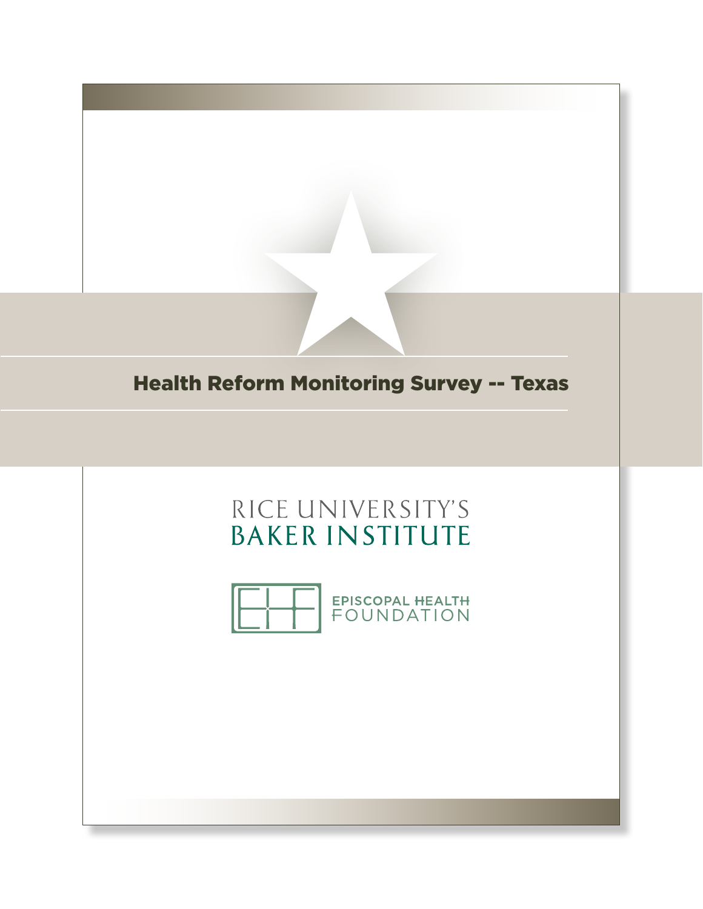# Health Reform Monitoring Survey -- Texas

RICE UNIVERSITY'S
BAKER INSTITUTE

EPISCOPAL HEALTH
FOUNDATION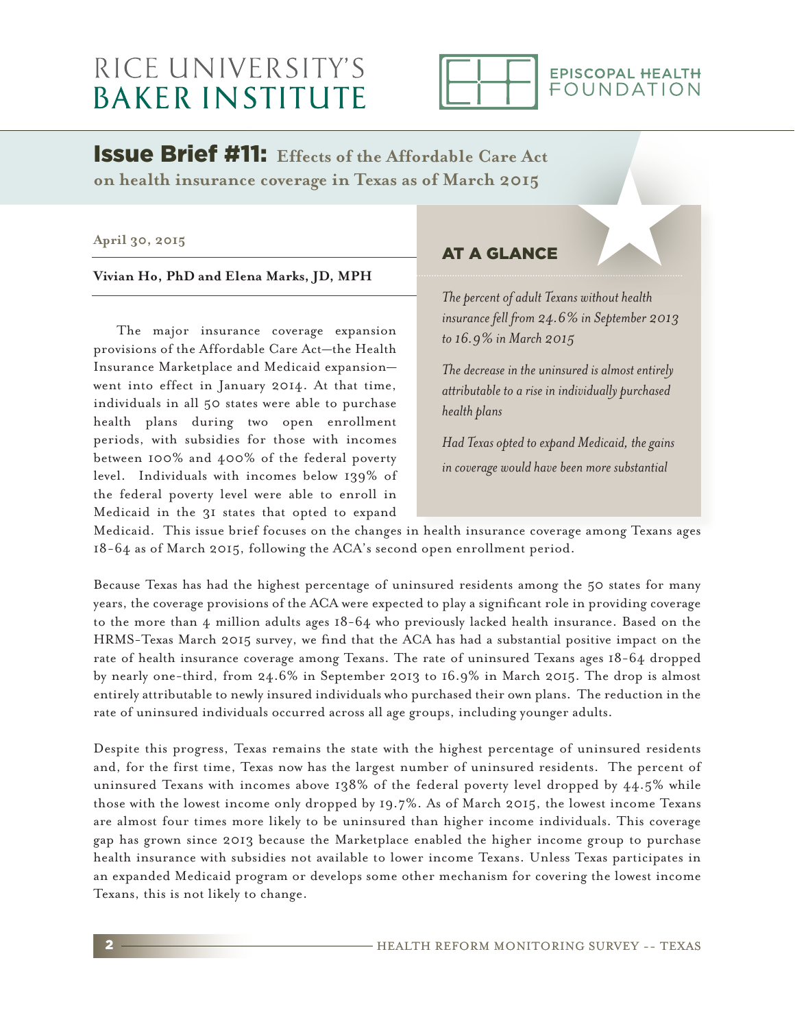RICE UNIVERSITY'S
**BAKER INSTITUTE**

EPISCOPAL HEALTH FOUNDATION

# Issue Brief #11: Effects of the Affordable Care Act on health insurance coverage in Texas as of March 2015

**April 30, 2015**

**Vivian Ho, PhD and Elena Marks, JD, MPH**

## AT A GLANCE

*The percent of adult Texans without health insurance fell from 24.6% in September 2013 to 16.9% in March 2015*

*The decrease in the uninsured is almost entirely attributable to a rise in individually purchased health plans*

*Had Texas opted to expand Medicaid, the gains in coverage would have been more substantial*

The major insurance coverage expansion provisions of the Affordable Care Act—the Health Insurance Marketplace and Medicaid expansion—went into effect in January 2014. At that time, individuals in all 50 states were able to purchase health plans during two open enrollment periods, with subsidies for those with incomes between 100% and 400% of the federal poverty level. Individuals with incomes below 139% of the federal poverty level were able to enroll in Medicaid in the 31 states that opted to expand Medicaid. This issue brief focuses on the changes in health insurance coverage among Texans ages 18-64 as of March 2015, following the ACA's second open enrollment period.

Because Texas has had the highest percentage of uninsured residents among the 50 states for many years, the coverage provisions of the ACA were expected to play a significant role in providing coverage to the more than 4 million adults ages 18-64 who previously lacked health insurance. Based on the HRMS-Texas March 2015 survey, we find that the ACA has had a substantial positive impact on the rate of health insurance coverage among Texans. The rate of uninsured Texans ages 18-64 dropped by nearly one-third, from 24.6% in September 2013 to 16.9% in March 2015. The drop is almost entirely attributable to newly insured individuals who purchased their own plans. The reduction in the rate of uninsured individuals occurred across all age groups, including younger adults.

Despite this progress, Texas remains the state with the highest percentage of uninsured residents and, for the first time, Texas now has the largest number of uninsured residents. The percent of uninsured Texans with incomes above 138% of the federal poverty level dropped by 44.5% while those with the lowest income only dropped by 19.7%. As of March 2015, the lowest income Texans are almost four times more likely to be uninsured than higher income individuals. This coverage gap has grown since 2013 because the Marketplace enabled the higher income group to purchase health insurance with subsidies not available to lower income Texans. Unless Texas participates in an expanded Medicaid program or develops some other mechanism for covering the lowest income Texans, this is not likely to change.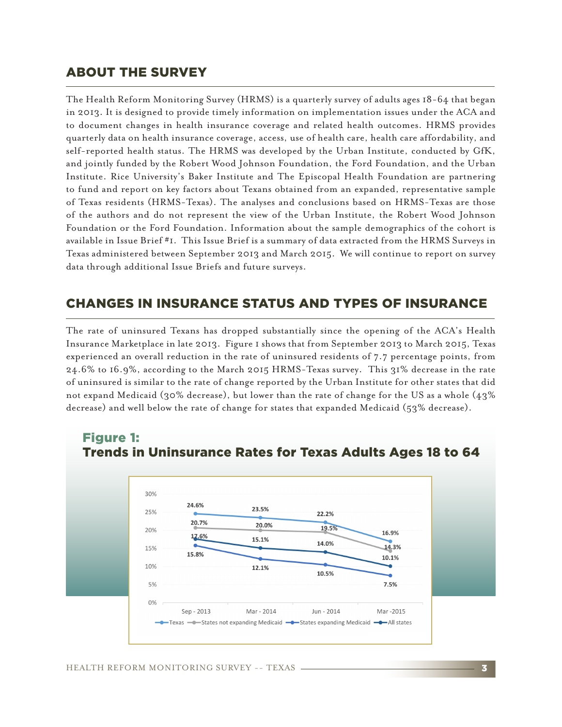## ABOUT THE SURVEY

The Health Reform Monitoring Survey (HRMS) is a quarterly survey of adults ages 18-64 that began in 2013. It is designed to provide timely information on implementation issues under the ACA and to document changes in health insurance coverage and related health outcomes. HRMS provides quarterly data on health insurance coverage, access, use of health care, health care affordability, and self-reported health status. The HRMS was developed by the Urban Institute, conducted by GfK, and jointly funded by the Robert Wood Johnson Foundation, the Ford Foundation, and the Urban Institute. Rice University's Baker Institute and The Episcopal Health Foundation are partnering to fund and report on key factors about Texans obtained from an expanded, representative sample of Texas residents (HRMS-Texas). The analyses and conclusions based on HRMS-Texas are those of the authors and do not represent the view of the Urban Institute, the Robert Wood Johnson Foundation or the Ford Foundation. Information about the sample demographics of the cohort is available in Issue Brief #1. This Issue Brief is a summary of data extracted from the HRMS Surveys in Texas administered between September 2013 and March 2015. We will continue to report on survey data through additional Issue Briefs and future surveys.

## CHANGES IN INSURANCE STATUS AND TYPES OF INSURANCE

The rate of uninsured Texans has dropped substantially since the opening of the ACA's Health Insurance Marketplace in late 2013. Figure 1 shows that from September 2013 to March 2015, Texas experienced an overall reduction in the rate of uninsured residents of 7.7 percentage points, from 24.6% to 16.9%, according to the March 2015 HRMS-Texas survey. This 31% decrease in the rate of uninsured is similar to the rate of change reported by the Urban Institute for other states that did not expand Medicaid (30% decrease), but lower than the rate of change for the US as a whole (43% decrease) and well below the rate of change for states that expanded Medicaid (53% decrease).

**Figure 1:**
**Trends in Uninsurance Rates for Texas Adults Ages 18 to 64**

| | Sep - 2013 | Mar - 2014 | Jun - 2014 | Mar -2015 |
|---|---|---|---|---|
| Texas | 24.6% | 23.5% | 22.2% | 16.9% |
| States not expanding Medicaid | 20.7% | 20.0% | 19.5% | 14.3% |
| States expanding Medicaid | 15.8% | 12.1% | 10.5% | 7.5% |
| All states | 17.6% | 15.1% | 14.0% | 10.1% |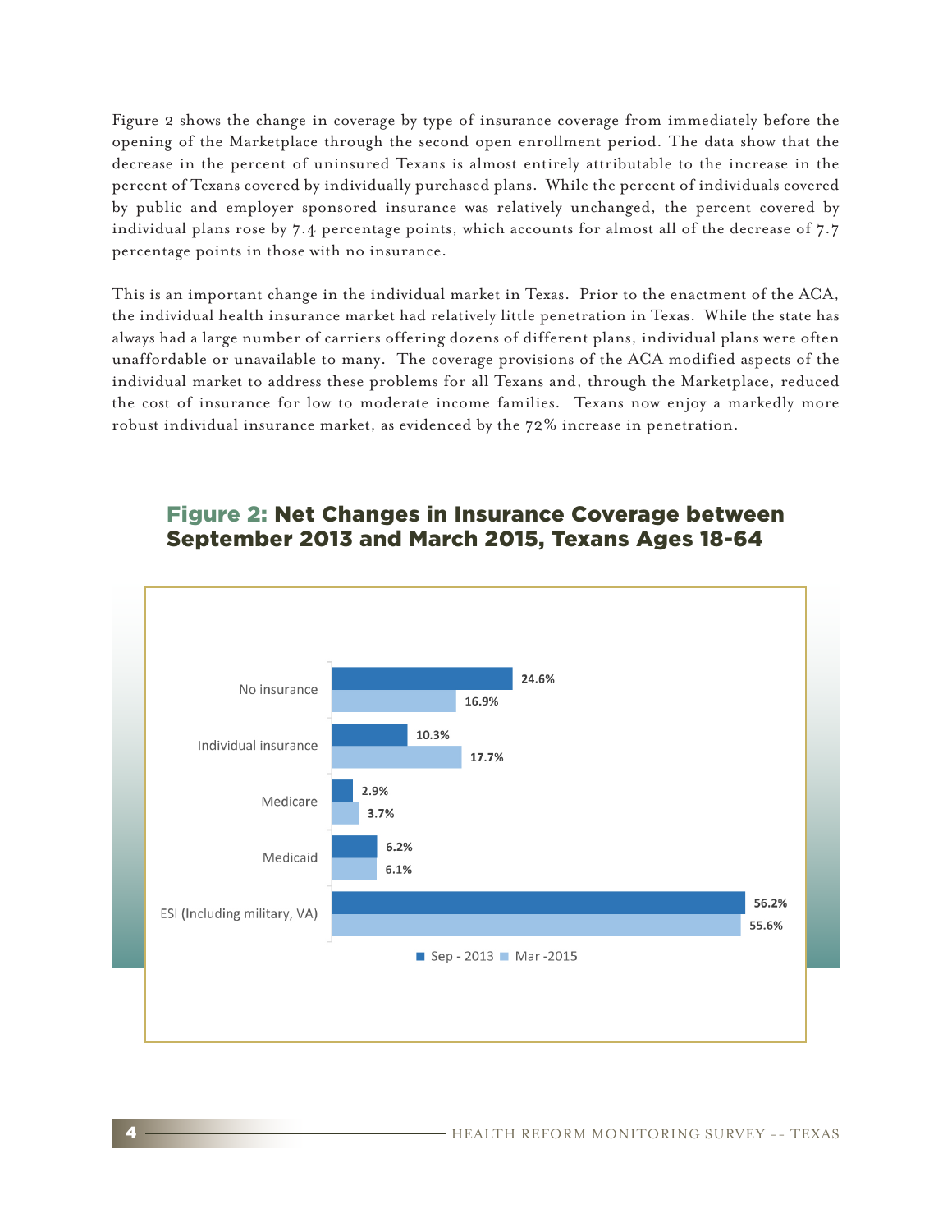Figure 2 shows the change in coverage by type of insurance coverage from immediately before the opening of the Marketplace through the second open enrollment period. The data show that the decrease in the percent of uninsured Texans is almost entirely attributable to the increase in the percent of Texans covered by individually purchased plans. While the percent of individuals covered by public and employer sponsored insurance was relatively unchanged, the percent covered by individual plans rose by 7.4 percentage points, which accounts for almost all of the decrease of 7.7 percentage points in those with no insurance.

This is an important change in the individual market in Texas. Prior to the enactment of the ACA, the individual health insurance market had relatively little penetration in Texas. While the state has always had a large number of carriers offering dozens of different plans, individual plans were often unaffordable or unavailable to many. The coverage provisions of the ACA modified aspects of the individual market to address these problems for all Texans and, through the Marketplace, reduced the cost of insurance for low to moderate income families. Texans now enjoy a markedly more robust individual insurance market, as evidenced by the 72% increase in penetration.

## Figure 2: Net Changes in Insurance Coverage between September 2013 and March 2015, Texans Ages 18-64

| | Sep - 2013 | Mar -2015 |
|---|---|---|
| No insurance | 24.6% | 16.9% |
| Individual insurance | 10.3% | 17.7% |
| Medicare | 2.9% | 3.7% |
| Medicaid | 6.2% | 6.1% |
| ESI (Including military, VA) | 56.2% | 55.6% |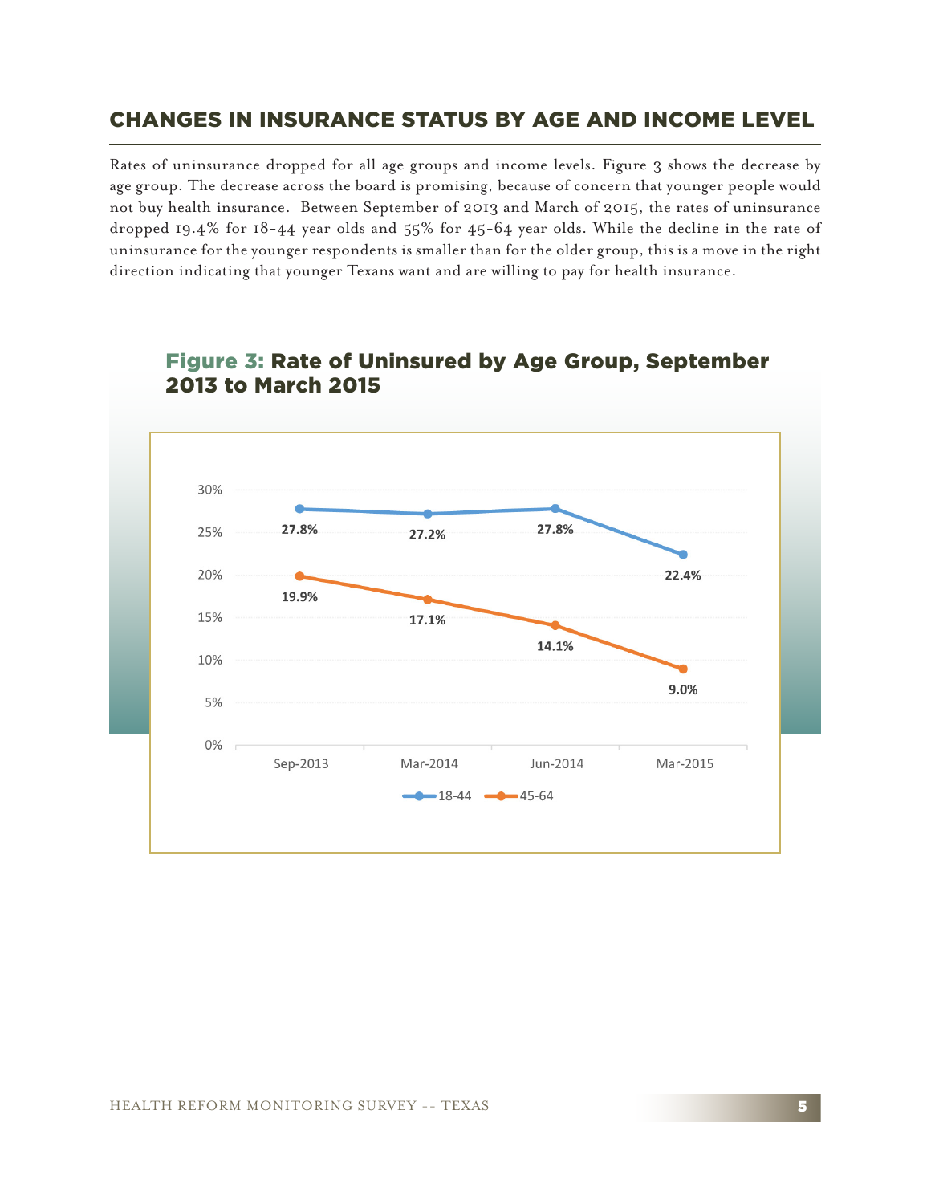## CHANGES IN INSURANCE STATUS BY AGE AND INCOME LEVEL

Rates of uninsurance dropped for all age groups and income levels. Figure 3 shows the decrease by age group. The decrease across the board is promising, because of concern that younger people would not buy health insurance. Between September of 2013 and March of 2015, the rates of uninsurance dropped 19.4% for 18-44 year olds and 55% for 45-64 year olds. While the decline in the rate of uninsurance for the younger respondents is smaller than for the older group, this is a move in the right direction indicating that younger Texans want and are willing to pay for health insurance.

### Figure 3: Rate of Uninsured by Age Group, September 2013 to March 2015

| | Sep-2013 | Mar-2014 | Jun-2014 | Mar-2015 |
|---|---|---|---|---|
| 18-44 | 27.8% | 27.2% | 27.8% | 22.4% |
| 45-64 | 19.9% | 17.1% | 14.1% | 9.0% |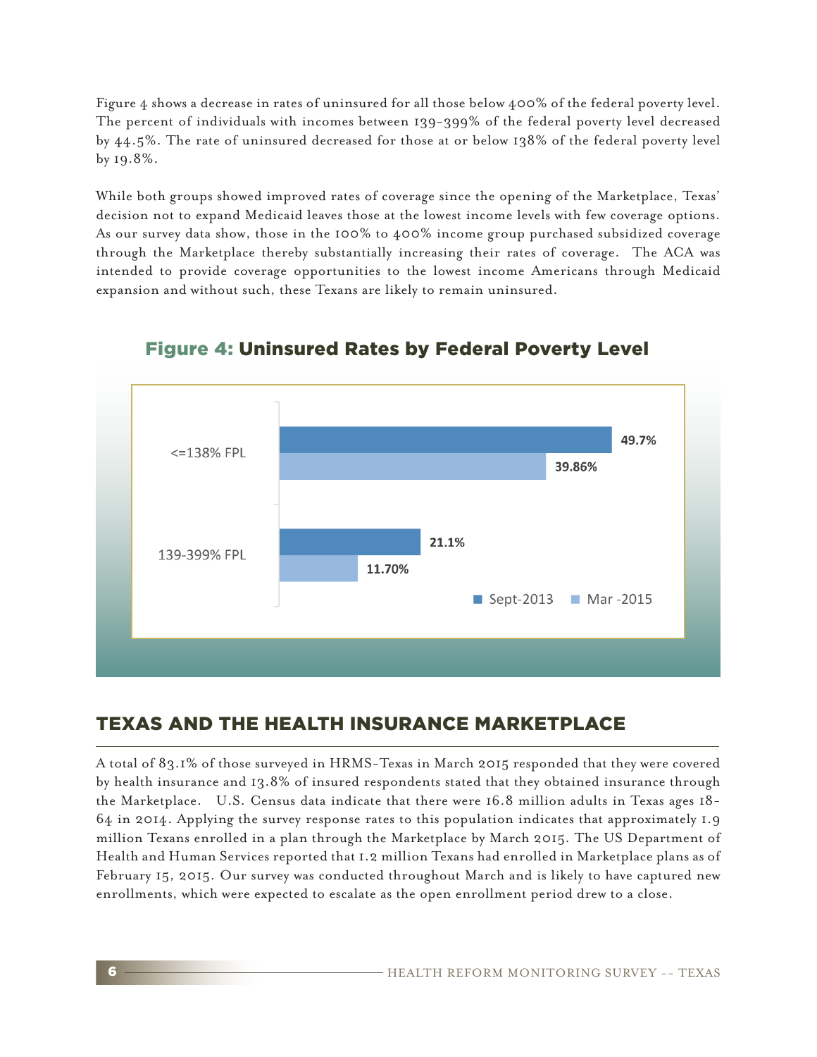Figure 4 shows a decrease in rates of uninsured for all those below 400% of the federal poverty level. The percent of individuals with incomes between 139-399% of the federal poverty level decreased by 44.5%. The rate of uninsured decreased for those at or below 138% of the federal poverty level by 19.8%.

While both groups showed improved rates of coverage since the opening of the Marketplace, Texas' decision not to expand Medicaid leaves those at the lowest income levels with few coverage options. As our survey data show, those in the 100% to 400% income group purchased subsidized coverage through the Marketplace thereby substantially increasing their rates of coverage. The ACA was intended to provide coverage opportunities to the lowest income Americans through Medicaid expansion and without such, these Texans are likely to remain uninsured.

**Figure 4: Uninsured Rates by Federal Poverty Level**

| | Sept-2013 | Mar -2015 |
|---|---|---|
| <=138% FPL | 49.7% | 39.86% |
| 139-399% FPL | 21.1% | 11.70% |

## TEXAS AND THE HEALTH INSURANCE MARKETPLACE

A total of 83.1% of those surveyed in HRMS-Texas in March 2015 responded that they were covered by health insurance and 13.8% of insured respondents stated that they obtained insurance through the Marketplace. U.S. Census data indicate that there were 16.8 million adults in Texas ages 18-64 in 2014. Applying the survey response rates to this population indicates that approximately 1.9 million Texans enrolled in a plan through the Marketplace by March 2015. The US Department of Health and Human Services reported that 1.2 million Texans had enrolled in Marketplace plans as of February 15, 2015. Our survey was conducted throughout March and is likely to have captured new enrollments, which were expected to escalate as the open enrollment period drew to a close.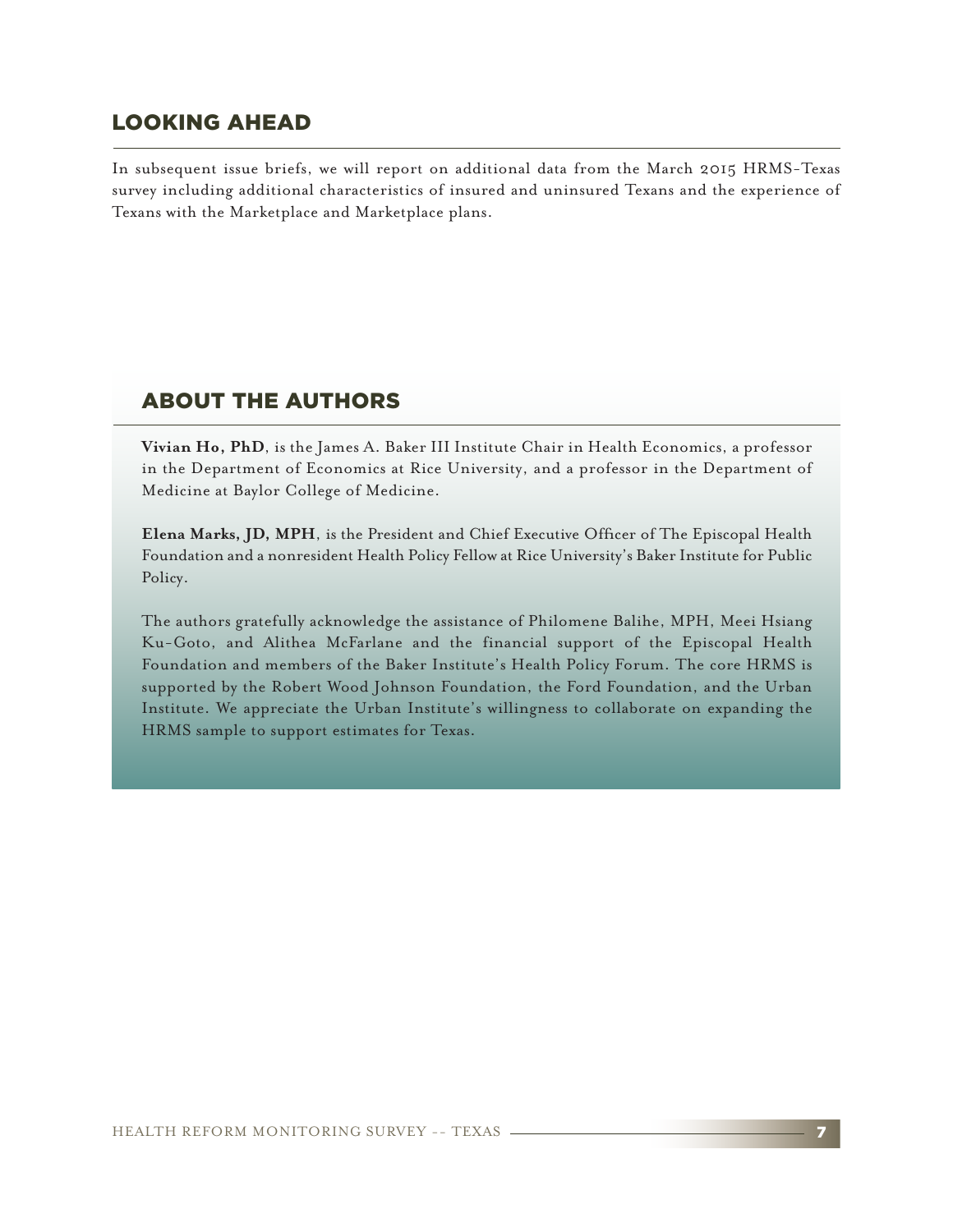## LOOKING AHEAD

In subsequent issue briefs, we will report on additional data from the March 2015 HRMS-Texas survey including additional characteristics of insured and uninsured Texans and the experience of Texans with the Marketplace and Marketplace plans.

## ABOUT THE AUTHORS

**Vivian Ho, PhD**, is the James A. Baker III Institute Chair in Health Economics, a professor in the Department of Economics at Rice University, and a professor in the Department of Medicine at Baylor College of Medicine.

**Elena Marks, JD, MPH**, is the President and Chief Executive Officer of The Episcopal Health Foundation and a nonresident Health Policy Fellow at Rice University's Baker Institute for Public Policy.

The authors gratefully acknowledge the assistance of Philomene Balihe, MPH, Meei Hsiang Ku-Goto, and Alithea McFarlane and the financial support of the Episcopal Health Foundation and members of the Baker Institute's Health Policy Forum. The core HRMS is supported by the Robert Wood Johnson Foundation, the Ford Foundation, and the Urban Institute. We appreciate the Urban Institute's willingness to collaborate on expanding the HRMS sample to support estimates for Texas.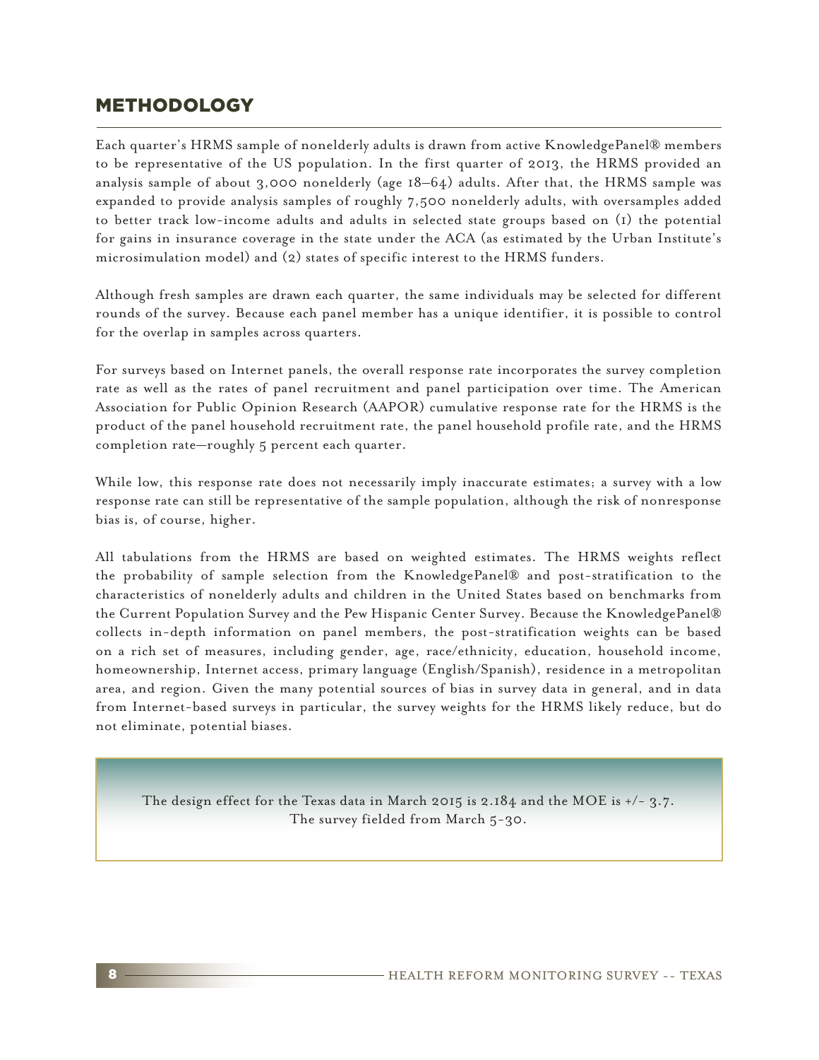## METHODOLOGY

Each quarter's HRMS sample of nonelderly adults is drawn from active KnowledgePanel® members to be representative of the US population. In the first quarter of 2013, the HRMS provided an analysis sample of about 3,000 nonelderly (age 18–64) adults. After that, the HRMS sample was expanded to provide analysis samples of roughly 7,500 nonelderly adults, with oversamples added to better track low-income adults and adults in selected state groups based on (1) the potential for gains in insurance coverage in the state under the ACA (as estimated by the Urban Institute's microsimulation model) and (2) states of specific interest to the HRMS funders.

Although fresh samples are drawn each quarter, the same individuals may be selected for different rounds of the survey. Because each panel member has a unique identifier, it is possible to control for the overlap in samples across quarters.

For surveys based on Internet panels, the overall response rate incorporates the survey completion rate as well as the rates of panel recruitment and panel participation over time. The American Association for Public Opinion Research (AAPOR) cumulative response rate for the HRMS is the product of the panel household recruitment rate, the panel household profile rate, and the HRMS completion rate—roughly 5 percent each quarter.

While low, this response rate does not necessarily imply inaccurate estimates; a survey with a low response rate can still be representative of the sample population, although the risk of nonresponse bias is, of course, higher.

All tabulations from the HRMS are based on weighted estimates. The HRMS weights reflect the probability of sample selection from the KnowledgePanel® and post-stratification to the characteristics of nonelderly adults and children in the United States based on benchmarks from the Current Population Survey and the Pew Hispanic Center Survey. Because the KnowledgePanel® collects in-depth information on panel members, the post-stratification weights can be based on a rich set of measures, including gender, age, race/ethnicity, education, household income, homeownership, Internet access, primary language (English/Spanish), residence in a metropolitan area, and region. Given the many potential sources of bias in survey data in general, and in data from Internet-based surveys in particular, the survey weights for the HRMS likely reduce, but do not eliminate, potential biases.

The design effect for the Texas data in March 2015 is 2.184 and the MOE is +/- 3.7. The survey fielded from March 5-30.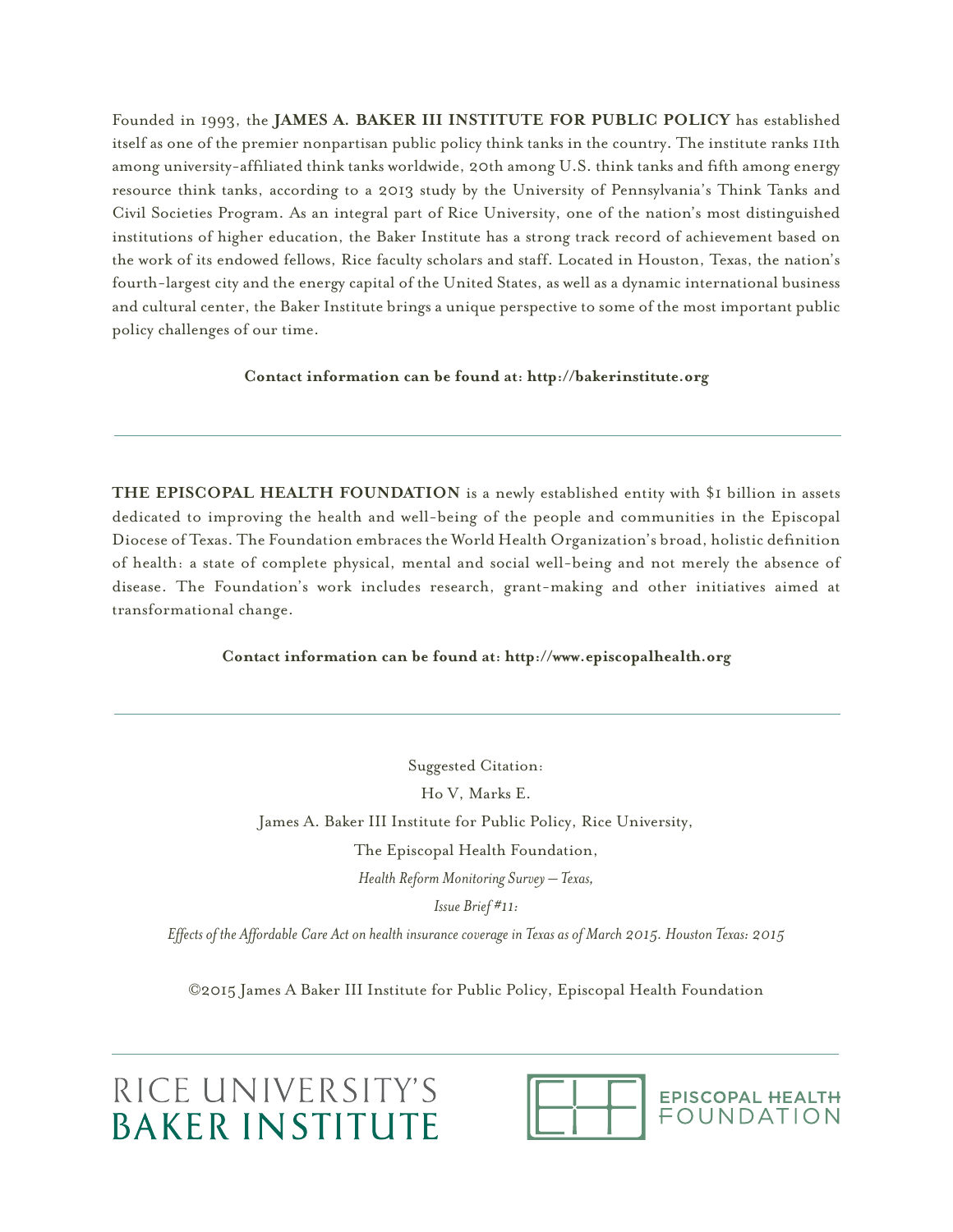Founded in 1993, the **JAMES A. BAKER III INSTITUTE FOR PUBLIC POLICY** has established itself as one of the premier nonpartisan public policy think tanks in the country. The institute ranks 11th among university-affiliated think tanks worldwide, 20th among U.S. think tanks and fifth among energy resource think tanks, according to a 2013 study by the University of Pennsylvania's Think Tanks and Civil Societies Program. As an integral part of Rice University, one of the nation's most distinguished institutions of higher education, the Baker Institute has a strong track record of achievement based on the work of its endowed fellows, Rice faculty scholars and staff. Located in Houston, Texas, the nation's fourth-largest city and the energy capital of the United States, as well as a dynamic international business and cultural center, the Baker Institute brings a unique perspective to some of the most important public policy challenges of our time.

**Contact information can be found at: http://bakerinstitute.org**

---

**THE EPISCOPAL HEALTH FOUNDATION** is a newly established entity with $1 billion in assets dedicated to improving the health and well-being of the people and communities in the Episcopal Diocese of Texas. The Foundation embraces the World Health Organization's broad, holistic definition of health: a state of complete physical, mental and social well-being and not merely the absence of disease. The Foundation's work includes research, grant-making and other initiatives aimed at transformational change.

**Contact information can be found at: http://www.episcopalhealth.org**

---

Suggested Citation:

Ho V, Marks E.

James A. Baker III Institute for Public Policy, Rice University,

The Episcopal Health Foundation,

*Health Reform Monitoring Survey – Texas,*

*Issue Brief #11:*

*Effects of the Affordable Care Act on health insurance coverage in Texas as of March 2015. Houston Texas: 2015*

©2015 James A Baker III Institute for Public Policy, Episcopal Health Foundation

RICE UNIVERSITY'S
BAKER INSTITUTE

EPISCOPAL HEALTH
FOUNDATION